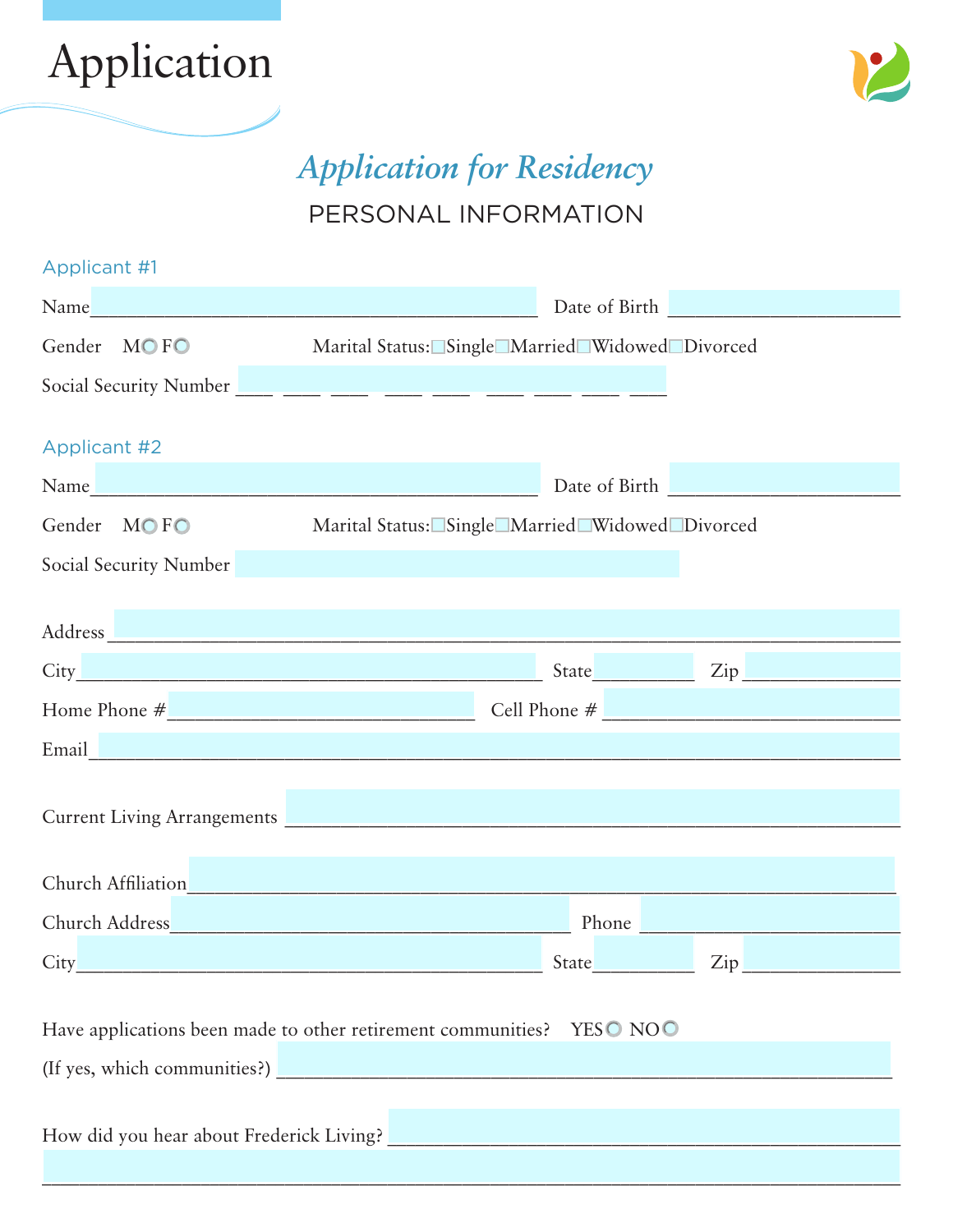# Application

## *Application for Residency*

### PERSONAL INFORMATION

**Applicant #1**

Name_______________________________________ Date of Birth ____________________

Gender M◯ F◯ Marital Status: ☐Single ☐Married ☐Widowed ☐Divorced

Social Security Number ___ ___ ___ ___ ___ ___ ___ ___ ___

**Applicant #2**

Name_______________________________________ Date of Birth ____________________

Gender M◯ F◯ Marital Status: ☐Single ☐Married ☐Widowed ☐Divorced

Social Security Number

Address_______________________________________________________________

City______________________________________ State_________ Zip ____________

Home Phone #___________________________ Cell Phone # ______________________

Email_________________________________________________________________

Current Living Arrangements ___________________________________________________

Church Affiliation____________________________________________________________

Church Address____________________________________ Phone ___________________

City______________________________________ State_________ Zip ____________

Have applications been made to other retirement communities? YES◯ NO◯

(If yes, which communities?) ___________________________________________________

How did you hear about Frederick Living? _________________________________________

______________________________________________________________________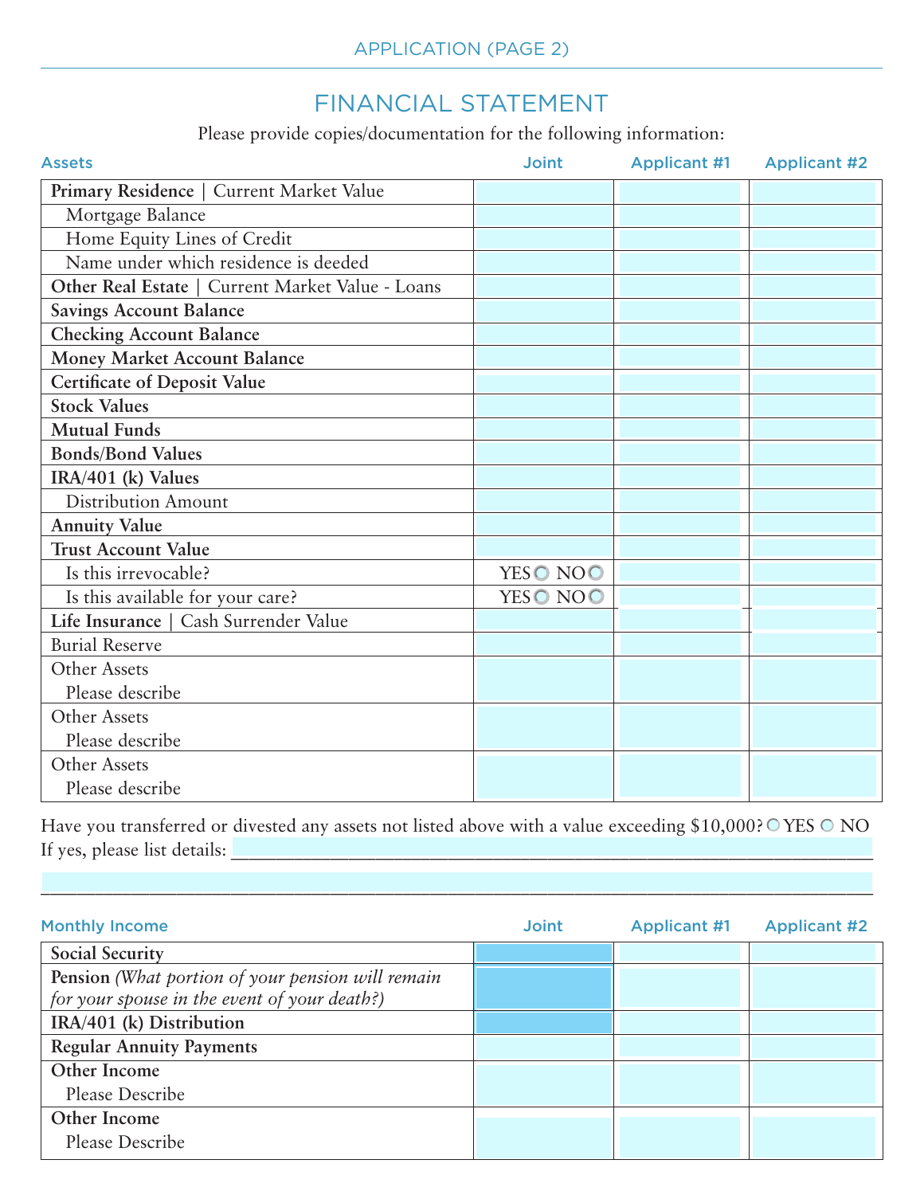APPLICATION (PAGE 2)

# FINANCIAL STATEMENT

Please provide copies/documentation for the following information:

| Assets | Joint | Applicant #1 | Applicant #2 |
|---|---|---|---|
| **Primary Residence** \| Current Market Value | | | |
| Mortgage Balance | | | |
| Home Equity Lines of Credit | | | |
| Name under which residence is deeded | | | |
| **Other Real Estate** \| Current Market Value - Loans | | | |
| **Savings Account Balance** | | | |
| **Checking Account Balance** | | | |
| **Money Market Account Balance** | | | |
| **Certificate of Deposit Value** | | | |
| **Stock Values** | | | |
| **Mutual Funds** | | | |
| **Bonds/Bond Values** | | | |
| **IRA/401 (k) Values** | | | |
| Distribution Amount | | | |
| **Annuity Value** | | | |
| **Trust Account Value** | | | |
| Is this irrevocable? | YES ○ NO ○ | | |
| Is this available for your care? | YES ○ NO ○ | | |
| **Life Insurance** \| Cash Surrender Value | | | |
| Burial Reserve | | | |
| Other Assets<br>Please describe | | | |
| Other Assets<br>Please describe | | | |
| Other Assets<br>Please describe | | | |

Have you transferred or divested any assets not listed above with a value exceeding $10,000? ○ YES ○ NO

If yes, please list details: ______________________________________________

______________________________________________

| Monthly Income | Joint | Applicant #1 | Applicant #2 |
|---|---|---|---|
| **Social Security** | | | |
| **Pension** *(What portion of your pension will remain for your spouse in the event of your death?)* | | | |
| **IRA/401 (k) Distribution** | | | |
| **Regular Annuity Payments** | | | |
| **Other Income**<br>Please Describe | | | |
| **Other Income**<br>Please Describe | | | |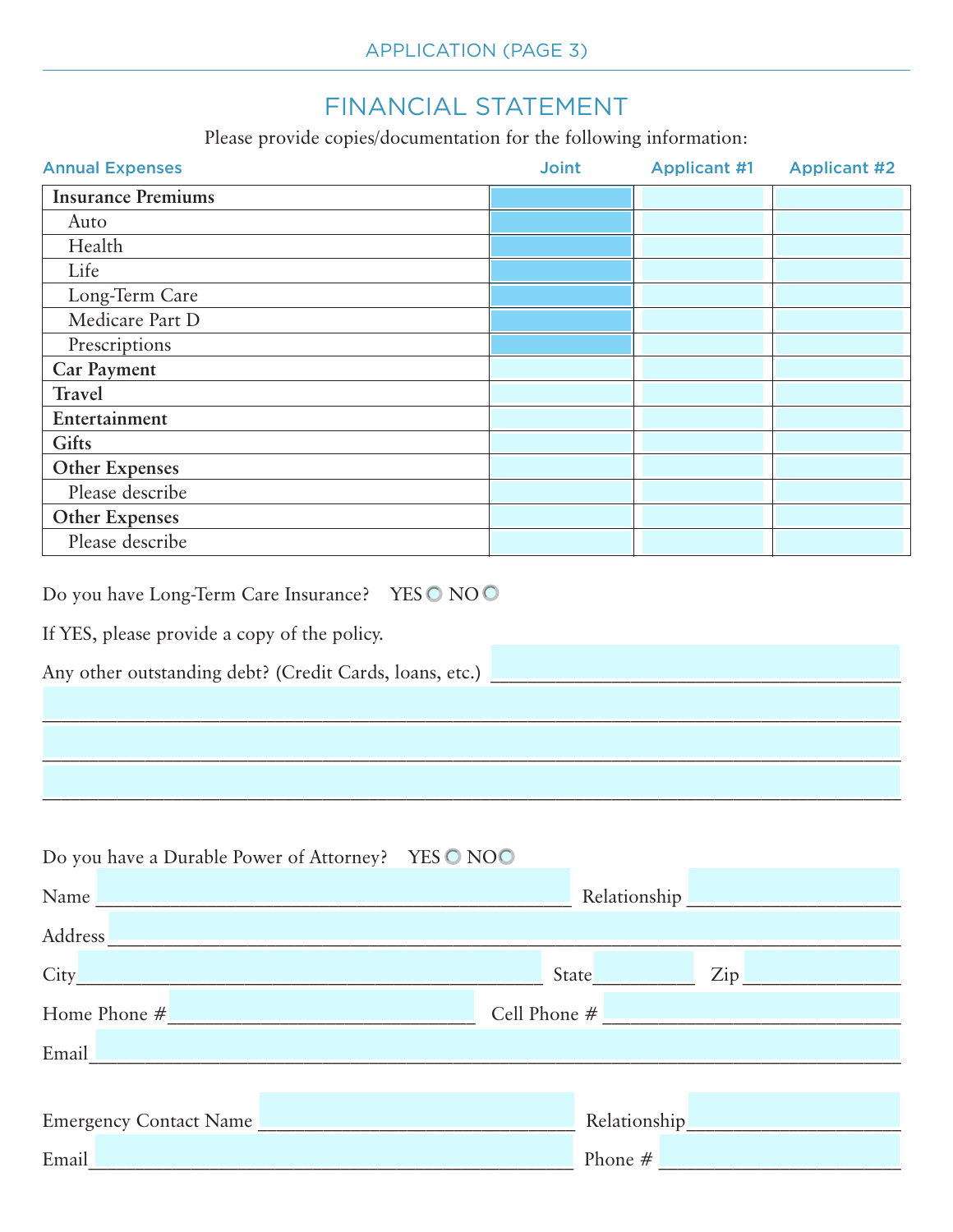# FINANCIAL STATEMENT

Please provide copies/documentation for the following information:

| Annual Expenses | Joint | Applicant #1 | Applicant #2 |
|---|---|---|---|
| **Insurance Premiums** | | | |
| Auto | | | |
| Health | | | |
| Life | | | |
| Long-Term Care | | | |
| Medicare Part D | | | |
| Prescriptions | | | |
| **Car Payment** | | | |
| **Travel** | | | |
| **Entertainment** | | | |
| **Gifts** | | | |
| **Other Expenses** | | | |
| Please describe | | | |
| **Other Expenses** | | | |
| Please describe | | | |

Do you have Long-Term Care Insurance? YES ○ NO ○

If YES, please provide a copy of the policy.

Any other outstanding debt? (Credit Cards, loans, etc.) ______________________________

______________________________________________________________________

______________________________________________________________________

______________________________________________________________________

Do you have a Durable Power of Attorney? YES ○ NO ○

Name ______________________________ Relationship ____________________

Address ______________________________________________________________

City ______________________________ State __________ Zip ______________

Home Phone # ______________________ Cell Phone # ______________________

Email ________________________________________________________________

Emergency Contact Name ______________________ Relationship ____________________

Email ______________________________ Phone # ______________________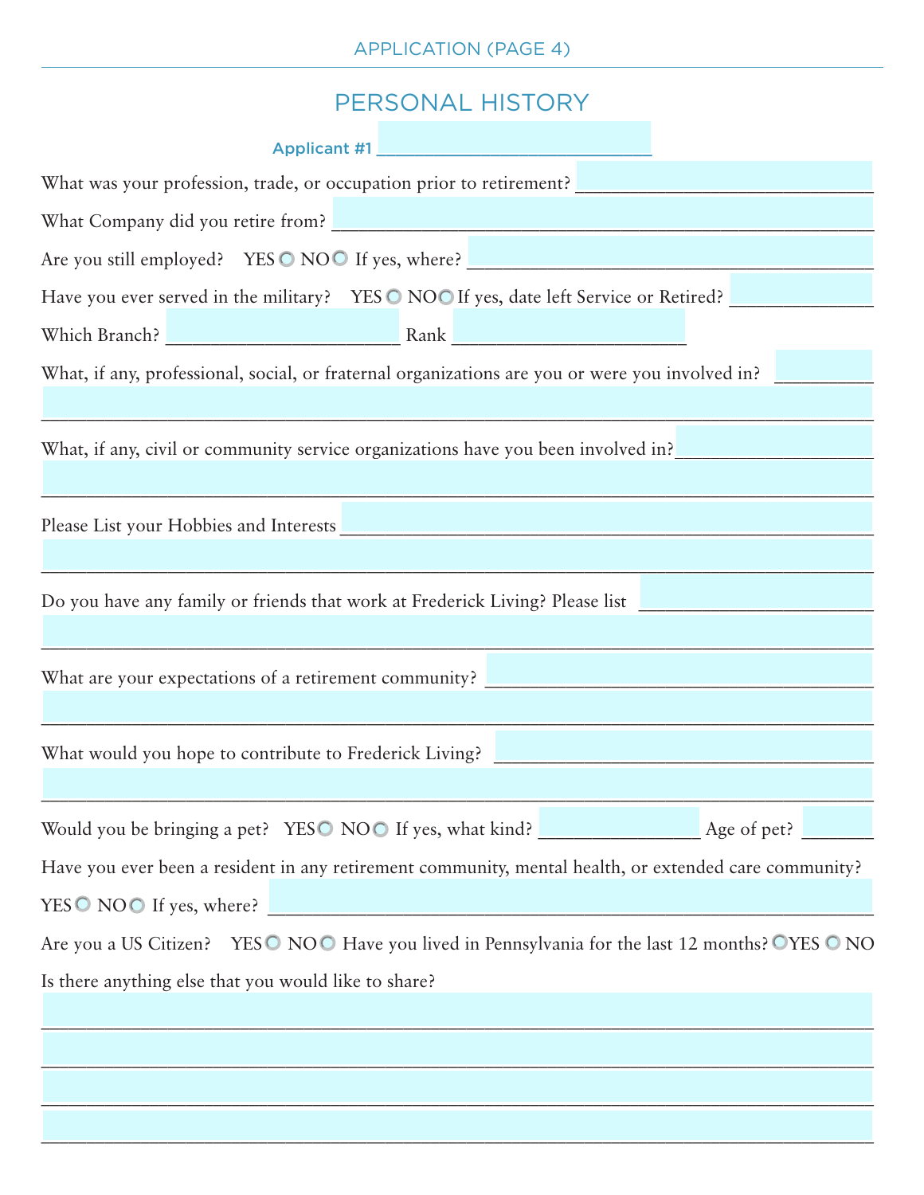## PERSONAL HISTORY

**Applicant #1** ______________________________

What was your profession, trade, or occupation prior to retirement? ______________________________

What Company did you retire from? ______________________________

Are you still employed? YES ○ NO ○ If yes, where? ______________________________

Have you ever served in the military? YES ○ NO ○ If yes, date left Service or Retired? ______________

Which Branch? ________________________ Rank ________________________

What, if any, professional, social, or fraternal organizations are you or were you involved in? __________

______________________________________________________________________________

What, if any, civil or community service organizations have you been involved in? ___________________

______________________________________________________________________________

Please List your Hobbies and Interests ______________________________

______________________________________________________________________________

Do you have any family or friends that work at Frederick Living? Please list ________________________

______________________________________________________________________________

What are your expectations of a retirement community? ______________________________

______________________________________________________________________________

What would you hope to contribute to Frederick Living? ______________________________

______________________________________________________________________________

Would you be bringing a pet? YES ○ NO ○ If yes, what kind? ________________ Age of pet? _______

Have you ever been a resident in any retirement community, mental health, or extended care community?

YES ○ NO ○ If yes, where? ______________________________

Are you a US Citizen? YES ○ NO ○ Have you lived in Pennsylvania for the last 12 months? ○ YES ○ NO

Is there anything else that you would like to share?

______________________________________________________________________________

______________________________________________________________________________

______________________________________________________________________________

______________________________________________________________________________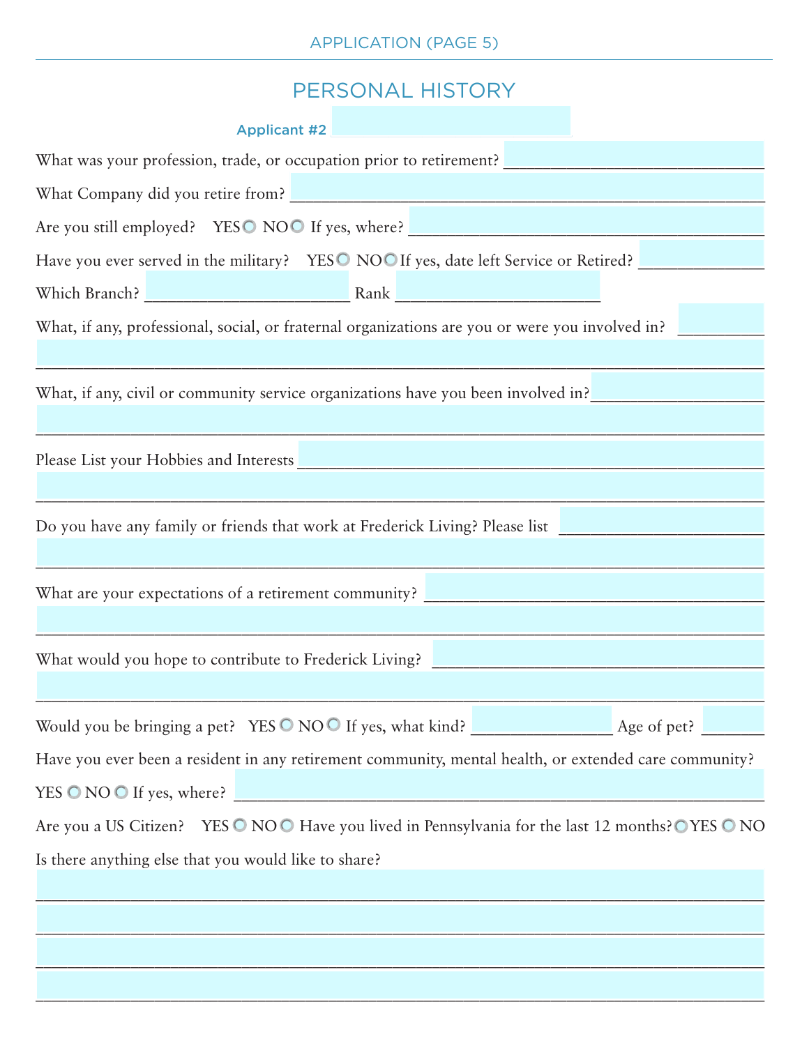## PERSONAL HISTORY

**Applicant #2** ______________________________

What was your profession, trade, or occupation prior to retirement? ______________________________

What Company did you retire from? ______________________________

Are you still employed? YES ○ NO ○ If yes, where? ______________________________

Have you ever served in the military? YES ○ NO ○ If yes, date left Service or Retired? ______________

Which Branch? ________________________ Rank ________________________

What, if any, professional, social, or fraternal organizations are you or were you involved in? __________

______________________________________________________________________________

What, if any, civil or community service organizations have you been involved in? __________________

______________________________________________________________________________

Please List your Hobbies and Interests ______________________________________________

______________________________________________________________________________

Do you have any family or friends that work at Frederick Living? Please list ______________________

______________________________________________________________________________

What are your expectations of a retirement community? ______________________________________

______________________________________________________________________________

What would you hope to contribute to Frederick Living? ______________________________________

______________________________________________________________________________

Would you be bringing a pet? YES ○ NO ○ If yes, what kind? ________________ Age of pet? _______

Have you ever been a resident in any retirement community, mental health, or extended care community?

YES ○ NO ○ If yes, where? ______________________________________________________

Are you a US Citizen? YES ○ NO ○ Have you lived in Pennsylvania for the last 12 months? ○ YES ○ NO

Is there anything else that you would like to share?

______________________________________________________________________________

______________________________________________________________________________

______________________________________________________________________________

______________________________________________________________________________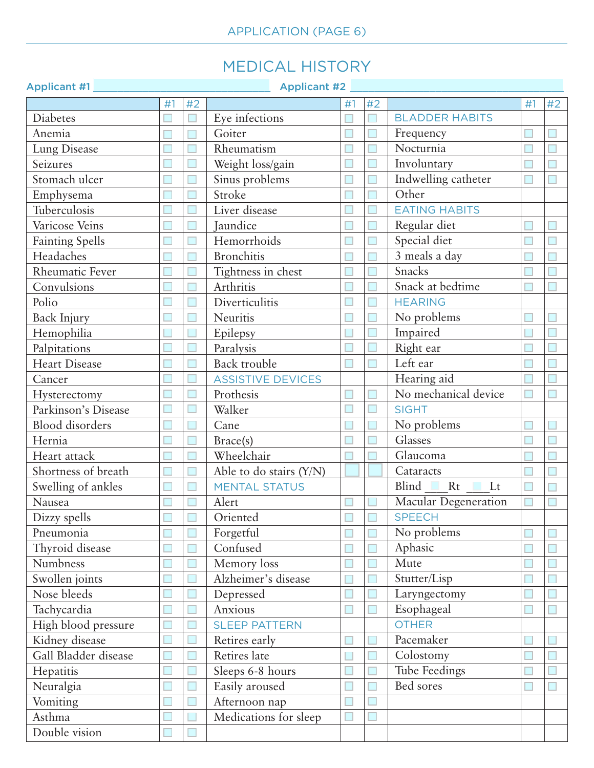# MEDICAL HISTORY

**Applicant #1** ______________________________ **Applicant #2** ______________________________

| | #1 | #2 | | #1 | #2 | | #1 | #2 |
|---|---|---|---|---|---|---|---|---|
| Diabetes | ☐ | ☐ | Eye infections | ☐ | ☐ | BLADDER HABITS | | |
| Anemia | ☐ | ☐ | Goiter | ☐ | ☐ | Frequency | ☐ | ☐ |
| Lung Disease | ☐ | ☐ | Rheumatism | ☐ | ☐ | Nocturnia | ☐ | ☐ |
| Seizures | ☐ | ☐ | Weight loss/gain | ☐ | ☐ | Involuntary | ☐ | ☐ |
| Stomach ulcer | ☐ | ☐ | Sinus problems | ☐ | ☐ | Indwelling catheter | ☐ | ☐ |
| Emphysema | ☐ | ☐ | Stroke | ☐ | ☐ | Other | | |
| Tuberculosis | ☐ | ☐ | Liver disease | ☐ | ☐ | EATING HABITS | | |
| Varicose Veins | ☐ | ☐ | Jaundice | ☐ | ☐ | Regular diet | ☐ | ☐ |
| Fainting Spells | ☐ | ☐ | Hemorrhoids | ☐ | ☐ | Special diet | ☐ | ☐ |
| Headaches | ☐ | ☐ | Bronchitis | ☐ | ☐ | 3 meals a day | ☐ | ☐ |
| Rheumatic Fever | ☐ | ☐ | Tightness in chest | ☐ | ☐ | Snacks | ☐ | ☐ |
| Convulsions | ☐ | ☐ | Arthritis | ☐ | ☐ | Snack at bedtime | ☐ | ☐ |
| Polio | ☐ | ☐ | Diverticulitis | ☐ | ☐ | HEARING | | |
| Back Injury | ☐ | ☐ | Neuritis | ☐ | ☐ | No problems | ☐ | ☐ |
| Hemophilia | ☐ | ☐ | Epilepsy | ☐ | ☐ | Impaired | ☐ | ☐ |
| Palpitations | ☐ | ☐ | Paralysis | ☐ | ☐ | Right ear | ☐ | ☐ |
| Heart Disease | ☐ | ☐ | Back trouble | ☐ | ☐ | Left ear | ☐ | ☐ |
| Cancer | ☐ | ☐ | ASSISTIVE DEVICES | | | Hearing aid | ☐ | ☐ |
| Hysterectomy | ☐ | ☐ | Prothesis | ☐ | ☐ | No mechanical device | ☐ | ☐ |
| Parkinson's Disease | ☐ | ☐ | Walker | ☐ | ☐ | SIGHT | | |
| Blood disorders | ☐ | ☐ | Cane | ☐ | ☐ | No problems | ☐ | ☐ |
| Hernia | ☐ | ☐ | Brace(s) | ☐ | ☐ | Glasses | ☐ | ☐ |
| Heart attack | ☐ | ☐ | Wheelchair | ☐ | ☐ | Glaucoma | ☐ | ☐ |
| Shortness of breath | ☐ | ☐ | Able to do stairs (Y/N) | ☐ | ☐ | Cataracts | ☐ | ☐ |
| Swelling of ankles | ☐ | ☐ | MENTAL STATUS | | | Blind ____Rt ____Lt | ☐ | ☐ |
| Nausea | ☐ | ☐ | Alert | ☐ | ☐ | Macular Degeneration | ☐ | ☐ |
| Dizzy spells | ☐ | ☐ | Oriented | ☐ | ☐ | SPEECH | | |
| Pneumonia | ☐ | ☐ | Forgetful | ☐ | ☐ | No problems | ☐ | ☐ |
| Thyroid disease | ☐ | ☐ | Confused | ☐ | ☐ | Aphasic | ☐ | ☐ |
| Numbness | ☐ | ☐ | Memory loss | ☐ | ☐ | Mute | ☐ | ☐ |
| Swollen joints | ☐ | ☐ | Alzheimer's disease | ☐ | ☐ | Stutter/Lisp | ☐ | ☐ |
| Nose bleeds | ☐ | ☐ | Depressed | ☐ | ☐ | Laryngectomy | ☐ | ☐ |
| Tachycardia | ☐ | ☐ | Anxious | ☐ | ☐ | Esophageal | ☐ | ☐ |
| High blood pressure | ☐ | ☐ | SLEEP PATTERN | | | OTHER | | |
| Kidney disease | ☐ | ☐ | Retires early | ☐ | ☐ | Pacemaker | ☐ | ☐ |
| Gall Bladder disease | ☐ | ☐ | Retires late | ☐ | ☐ | Colostomy | ☐ | ☐ |
| Hepatitis | ☐ | ☐ | Sleeps 6-8 hours | ☐ | ☐ | Tube Feedings | ☐ | ☐ |
| Neuralgia | ☐ | ☐ | Easily aroused | ☐ | ☐ | Bed sores | ☐ | ☐ |
| Vomiting | ☐ | ☐ | Afternoon nap | ☐ | ☐ | | | |
| Asthma | ☐ | ☐ | Medications for sleep | ☐ | ☐ | | | |
| Double vision | ☐ | ☐ | | | | | | |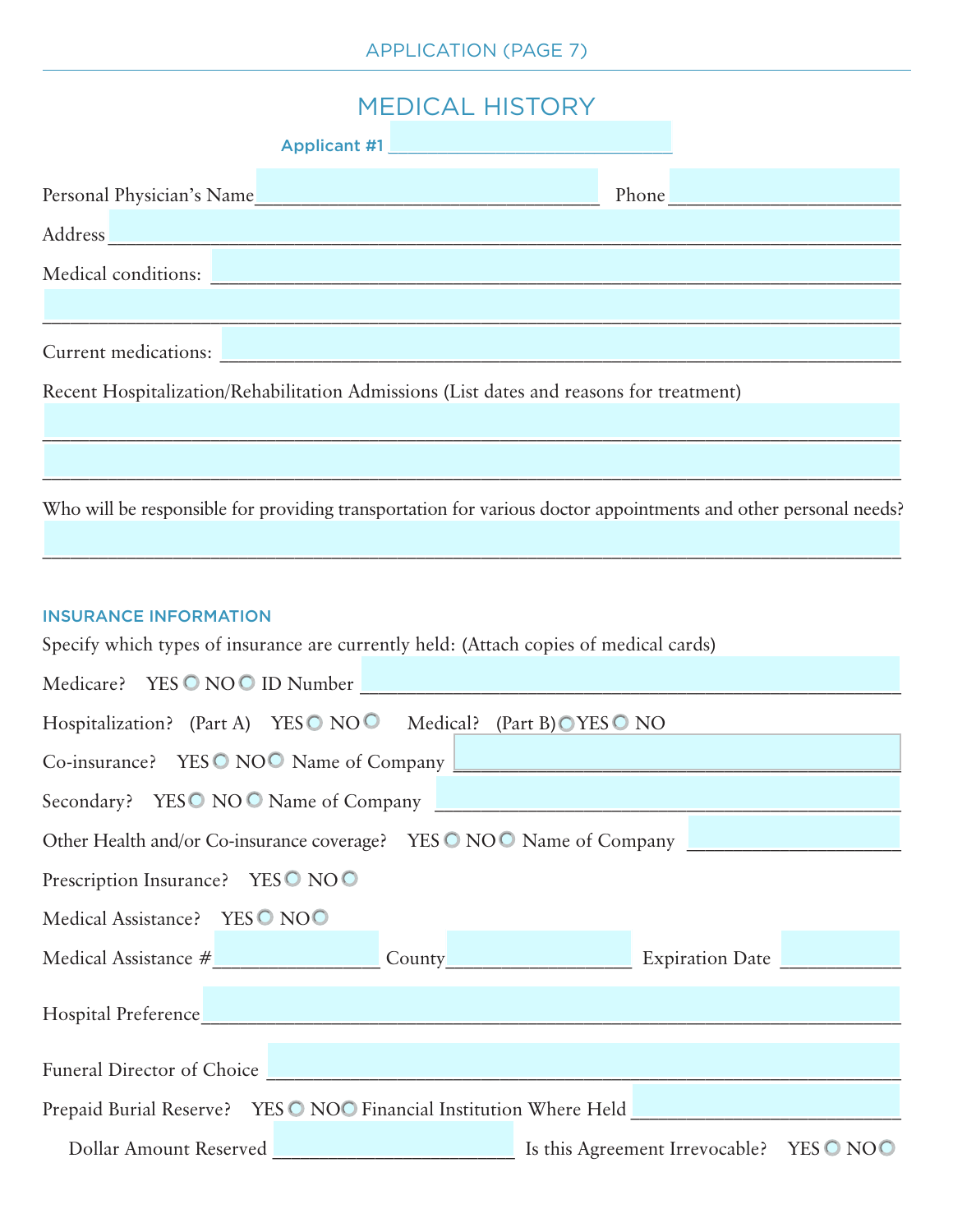# MEDICAL HISTORY

**Applicant #1** ______________________

Personal Physician's Name ______________________ Phone ______________

Address ______________________________________________

Medical conditions: ______________________________________________

______________________________________________

Current medications: ______________________________________________

Recent Hospitalization/Rehabilitation Admissions (List dates and reasons for treatment)

______________________________________________

______________________________________________

Who will be responsible for providing transportation for various doctor appointments and other personal needs?

______________________________________________

## INSURANCE INFORMATION

Specify which types of insurance are currently held: (Attach copies of medical cards)

Medicare? YES ○ NO ○ ID Number ______________________

Hospitalization? (Part A) YES ○ NO ○ Medical? (Part B) ○ YES ○ NO

Co-insurance? YES ○ NO ○ Name of Company ______________________

Secondary? YES ○ NO ○ Name of Company ______________________

Other Health and/or Co-insurance coverage? YES ○ NO ○ Name of Company ______________

Prescription Insurance? YES ○ NO ○

Medical Assistance? YES ○ NO ○

Medical Assistance # ____________ County ____________ Expiration Date ________

Hospital Preference ______________________________________________

Funeral Director of Choice ______________________________________________

Prepaid Burial Reserve? YES ○ NO ○ Financial Institution Where Held ______________

Dollar Amount Reserved ______________ Is this Agreement Irrevocable? YES ○ NO ○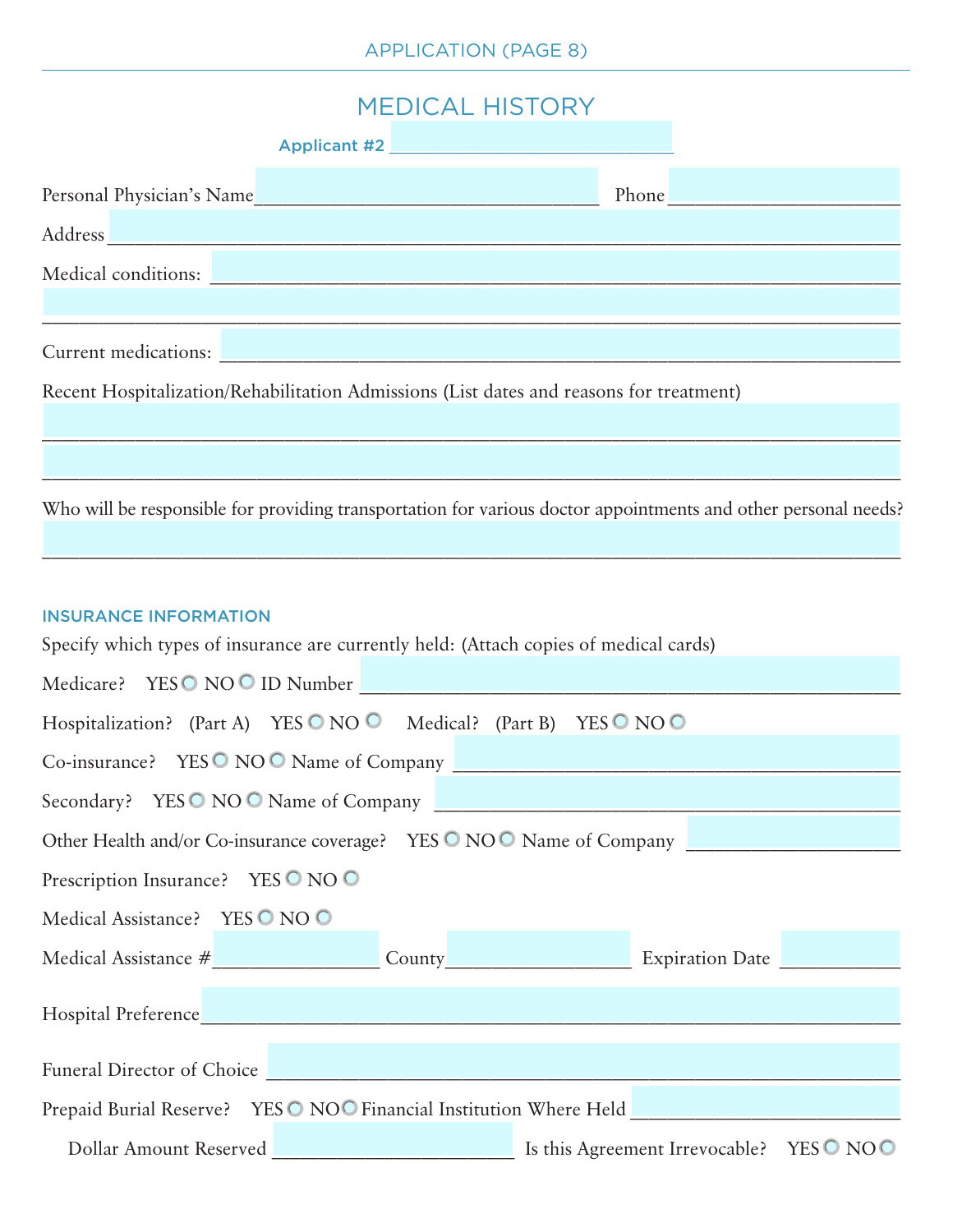# MEDICAL HISTORY

**Applicant #2** ______________________________

Personal Physician's Name ____________________________________ Phone ______________________

Address ______________________________________________________________________________

Medical conditions: ___________________________________________________________________

______________________________________________________________________________________

Current medications: __________________________________________________________________

Recent Hospitalization/Rehabilitation Admissions (List dates and reasons for treatment)

______________________________________________________________________________________

______________________________________________________________________________________

Who will be responsible for providing transportation for various doctor appointments and other personal needs?

______________________________________________________________________________________

## INSURANCE INFORMATION

Specify which types of insurance are currently held: (Attach copies of medical cards)

Medicare? YES ○ NO ○ ID Number ___________________________________________________

Hospitalization? (Part A) YES ○ NO ○ Medical? (Part B) YES ○ NO ○

Co-insurance? YES ○ NO ○ Name of Company ______________________________________

Secondary? YES ○ NO ○ Name of Company _________________________________________

Other Health and/or Co-insurance coverage? YES ○ NO ○ Name of Company ___________________

Prescription Insurance? YES ○ NO ○

Medical Assistance? YES ○ NO ○

Medical Assistance # _________________ County ___________________ Expiration Date ____________

Hospital Preference ____________________________________________________________________

Funeral Director of Choice ______________________________________________________________

Prepaid Burial Reserve? YES ○ NO ○ Financial Institution Where Held ___________________________

Dollar Amount Reserved _________________________ Is this Agreement Irrevocable? YES ○ NO ○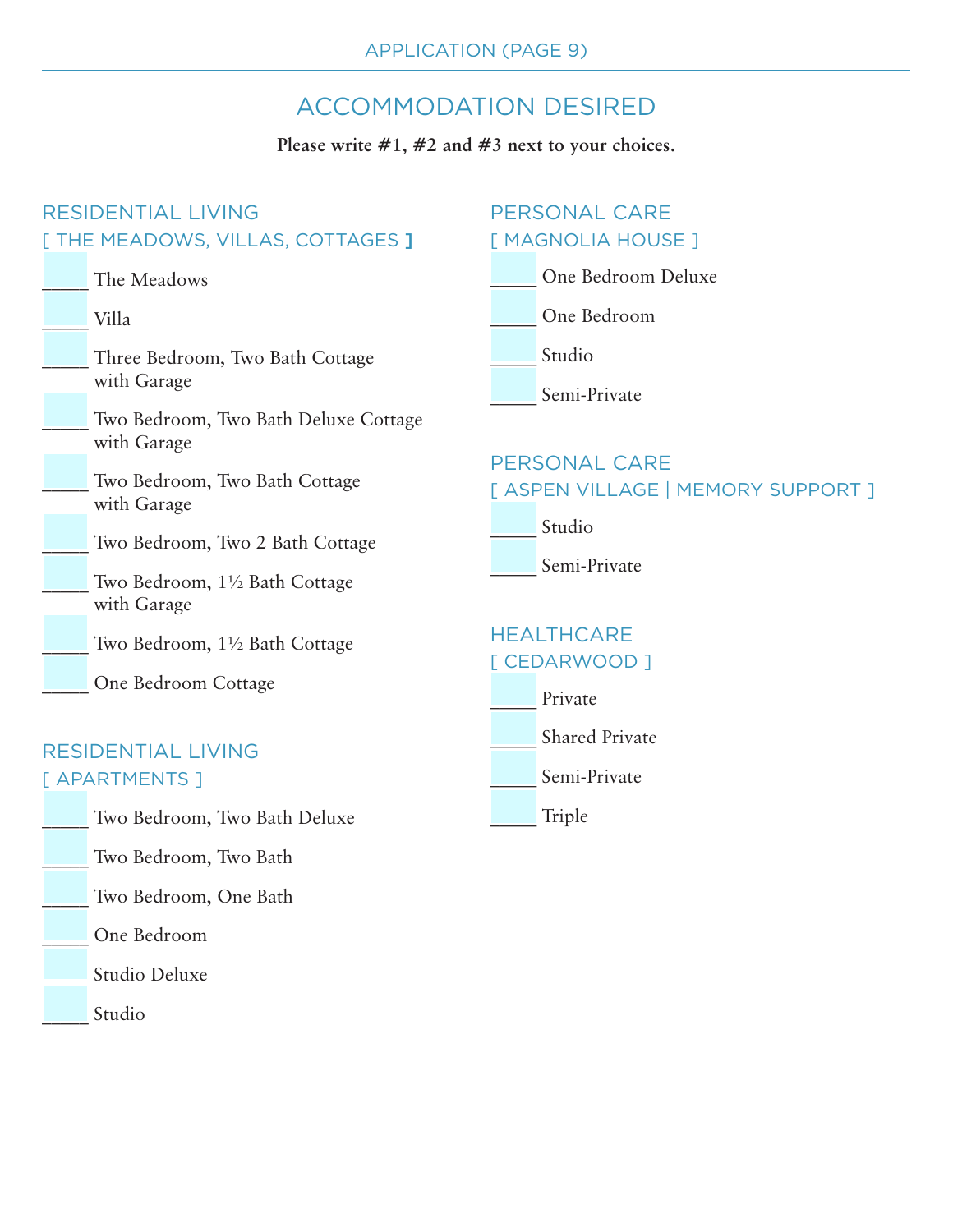# ACCOMMODATION DESIRED

**Please write #1, #2 and #3 next to your choices.**

## RESIDENTIAL LIVING
### [ THE MEADOWS, VILLAS, COTTAGES ]

_____ The Meadows

_____ Villa

_____ Three Bedroom, Two Bath Cottage with Garage

_____ Two Bedroom, Two Bath Deluxe Cottage with Garage

_____ Two Bedroom, Two Bath Cottage with Garage

_____ Two Bedroom, Two 2 Bath Cottage

_____ Two Bedroom, 1½ Bath Cottage with Garage

_____ Two Bedroom, 1½ Bath Cottage

_____ One Bedroom Cottage

## RESIDENTIAL LIVING
### [ APARTMENTS ]

_____ Two Bedroom, Two Bath Deluxe

_____ Two Bedroom, Two Bath

_____ Two Bedroom, One Bath

_____ One Bedroom

_____ Studio Deluxe

_____ Studio

## PERSONAL CARE
### [ MAGNOLIA HOUSE ]

_____ One Bedroom Deluxe

_____ One Bedroom

_____ Studio

_____ Semi-Private

## PERSONAL CARE
### [ ASPEN VILLAGE | MEMORY SUPPORT ]

_____ Studio

_____ Semi-Private

## HEALTHCARE
### [ CEDARWOOD ]

_____ Private

_____ Shared Private

_____ Semi-Private

_____ Triple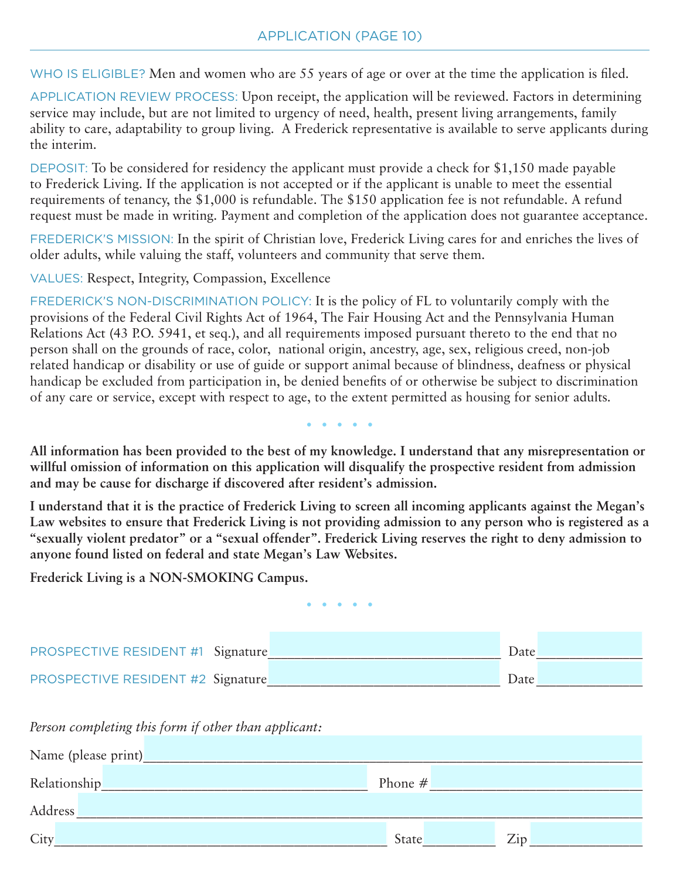## APPLICATION (PAGE 10)

WHO IS ELIGIBLE? Men and women who are 55 years of age or over at the time the application is filed.

APPLICATION REVIEW PROCESS: Upon receipt, the application will be reviewed. Factors in determining service may include, but are not limited to urgency of need, health, present living arrangements, family ability to care, adaptability to group living. A Frederick representative is available to serve applicants during the interim.

DEPOSIT: To be considered for residency the applicant must provide a check for $1,150 made payable to Frederick Living. If the application is not accepted or if the applicant is unable to meet the essential requirements of tenancy, the $1,000 is refundable. The $150 application fee is not refundable. A refund request must be made in writing. Payment and completion of the application does not guarantee acceptance.

FREDERICK'S MISSION: In the spirit of Christian love, Frederick Living cares for and enriches the lives of older adults, while valuing the staff, volunteers and community that serve them.

VALUES: Respect, Integrity, Compassion, Excellence

FREDERICK'S NON-DISCRIMINATION POLICY: It is the policy of FL to voluntarily comply with the provisions of the Federal Civil Rights Act of 1964, The Fair Housing Act and the Pennsylvania Human Relations Act (43 P.O. 5941, et seq.), and all requirements imposed pursuant thereto to the end that no person shall on the grounds of race, color, national origin, ancestry, age, sex, religious creed, non-job related handicap or disability or use of guide or support animal because of blindness, deafness or physical handicap be excluded from participation in, be denied benefits of or otherwise be subject to discrimination of any care or service, except with respect to age, to the extent permitted as housing for senior adults.

• • • • •

**All information has been provided to the best of my knowledge. I understand that any misrepresentation or willful omission of information on this application will disqualify the prospective resident from admission and may be cause for discharge if discovered after resident's admission.**

**I understand that it is the practice of Frederick Living to screen all incoming applicants against the Megan's Law websites to ensure that Frederick Living is not providing admission to any person who is registered as a "sexually violent predator" or a "sexual offender". Frederick Living reserves the right to deny admission to anyone found listed on federal and state Megan's Law Websites.**

**Frederick Living is a NON-SMOKING Campus.**

• • • • •

PROSPECTIVE RESIDENT #1 Signature_________________________________ Date_______________

PROSPECTIVE RESIDENT #2 Signature_________________________________ Date_______________

*Person completing this form if other than applicant:*

Name (please print)_________________________________________________________________

Relationship______________________________________ Phone #_____________________________

Address___________________________________________________________________________

City_______________________________________________ State__________ Zip________________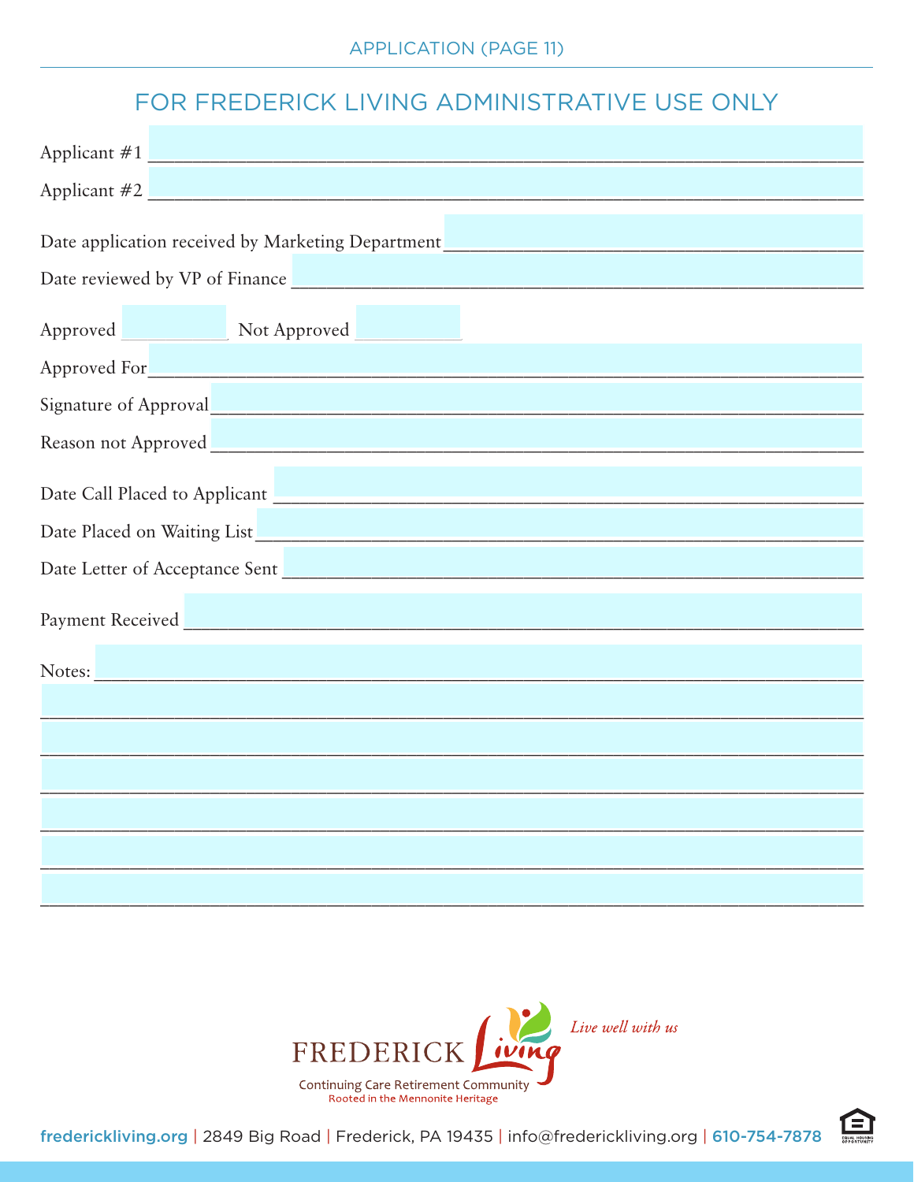# FOR FREDERICK LIVING ADMINISTRATIVE USE ONLY

Applicant #1 ___________________________________________

Applicant #2 ___________________________________________

Date application received by Marketing Department ___________________________

Date reviewed by VP of Finance ___________________________________

Approved __________ Not Approved __________

Approved For ___________________________________________

Signature of Approval ___________________________________

Reason not Approved ____________________________________

Date Call Placed to Applicant ______________________________

Date Placed on Waiting List ________________________________

Date Letter of Acceptance Sent _____________________________

Payment Received _______________________________________

Notes: ________________________________________________

_______________________________________________________

_______________________________________________________

_______________________________________________________

_______________________________________________________

_______________________________________________________

_______________________________________________________

FREDERICK Living

*Live well with us*

Continuing Care Retirement Community

Rooted in the Mennonite Heritage

frederickliving.org | 2849 Big Road | Frederick, PA 19435 | info@frederickliving.org | 610-754-7878